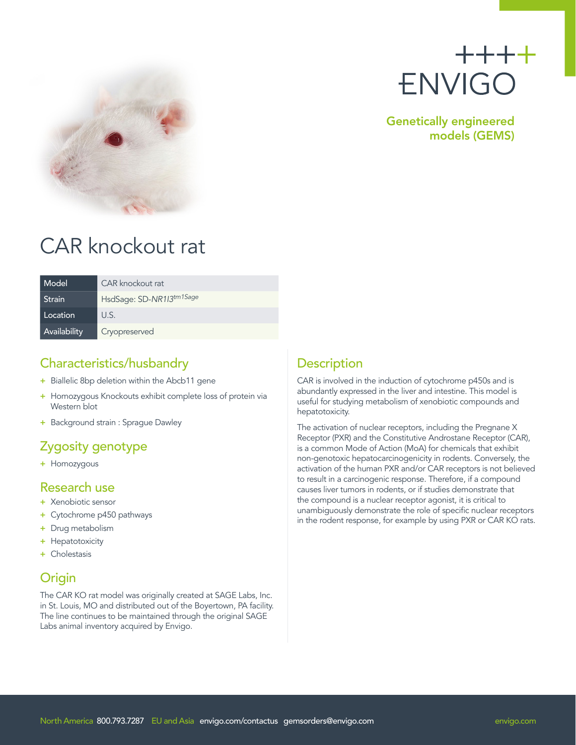ENVIGO

Genetically engineered models (GEMS)

# CAR knockout rat

| Model | CAR knockout rat |
|---|---|
| Strain | HsdSage: SD-*NR1I3*$^{tm1Sage}$ |
| Location | U.S. |
| Availability | Cryopreserved |

## Characteristics/husbandry

+ Biallelic 8bp deletion within the Abcb11 gene
+ Homozygous Knockouts exhibit complete loss of protein via Western blot
+ Background strain : Sprague Dawley

## Zygosity genotype

+ Homozygous

## Research use

+ Xenobiotic sensor
+ Cytochrome p450 pathways
+ Drug metabolism
+ Hepatotoxicity
+ Cholestasis

## Origin

The CAR KO rat model was originally created at SAGE Labs, Inc. in St. Louis, MO and distributed out of the Boyertown, PA facility. The line continues to be maintained through the original SAGE Labs animal inventory acquired by Envigo.

## Description

CAR is involved in the induction of cytochrome p450s and is abundantly expressed in the liver and intestine. This model is useful for studying metabolism of xenobiotic compounds and hepatotoxicity.

The activation of nuclear receptors, including the Pregnane X Receptor (PXR) and the Constitutive Androstane Receptor (CAR), is a common Mode of Action (MoA) for chemicals that exhibit non-genotoxic hepatocarcinogenicity in rodents. Conversely, the activation of the human PXR and/or CAR receptors is not believed to result in a carcinogenic response. Therefore, if a compound causes liver tumors in rodents, or if studies demonstrate that the compound is a nuclear receptor agonist, it is critical to unambiguously demonstrate the role of specific nuclear receptors in the rodent response, for example by using PXR or CAR KO rats.

North America 800.793.7287 EU and Asia envigo.com/contactus gemsorders@envigo.com envigo.com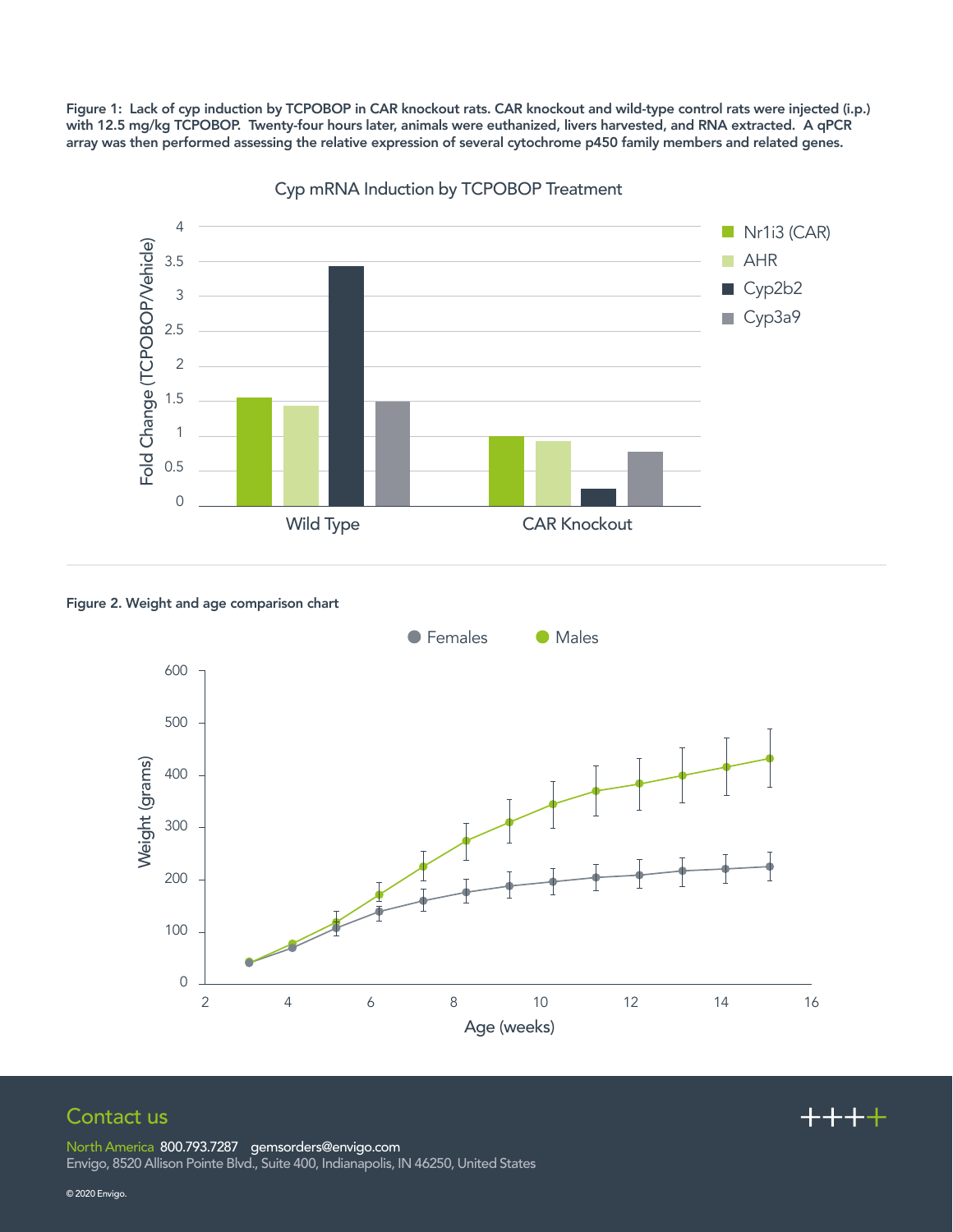**Figure 1: Lack of cyp induction by TCPOBOP in CAR knockout rats. CAR knockout and wild-type control rats were injected (i.p.) with 12.5 mg/kg TCPOBOP. Twenty-four hours later, animals were euthanized, livers harvested, and RNA extracted. A qPCR array was then performed assessing the relative expression of several cytochrome p450 family members and related genes.**

Cyp mRNA Induction by TCPOBOP Treatment

Fold Change (TCPOBOP/Vehicle)

0
0.5
1
1.5
2
2.5
3
3.5
4

Wild Type
CAR Knockout

Nr1i3 (CAR)
AHR
Cyp2b2
Cyp3a9

**Figure 2. Weight and age comparison chart**

Females
Males

Weight (grams)

0
100
200
300
400
500
600

Age (weeks)

2
4
6
8
10
12
14
16

## Contact us

North America 800.793.7287 gemsorders@envigo.com
Envigo, 8520 Allison Pointe Blvd., Suite 400, Indianapolis, IN 46250, United States

© 2020 Envigo.